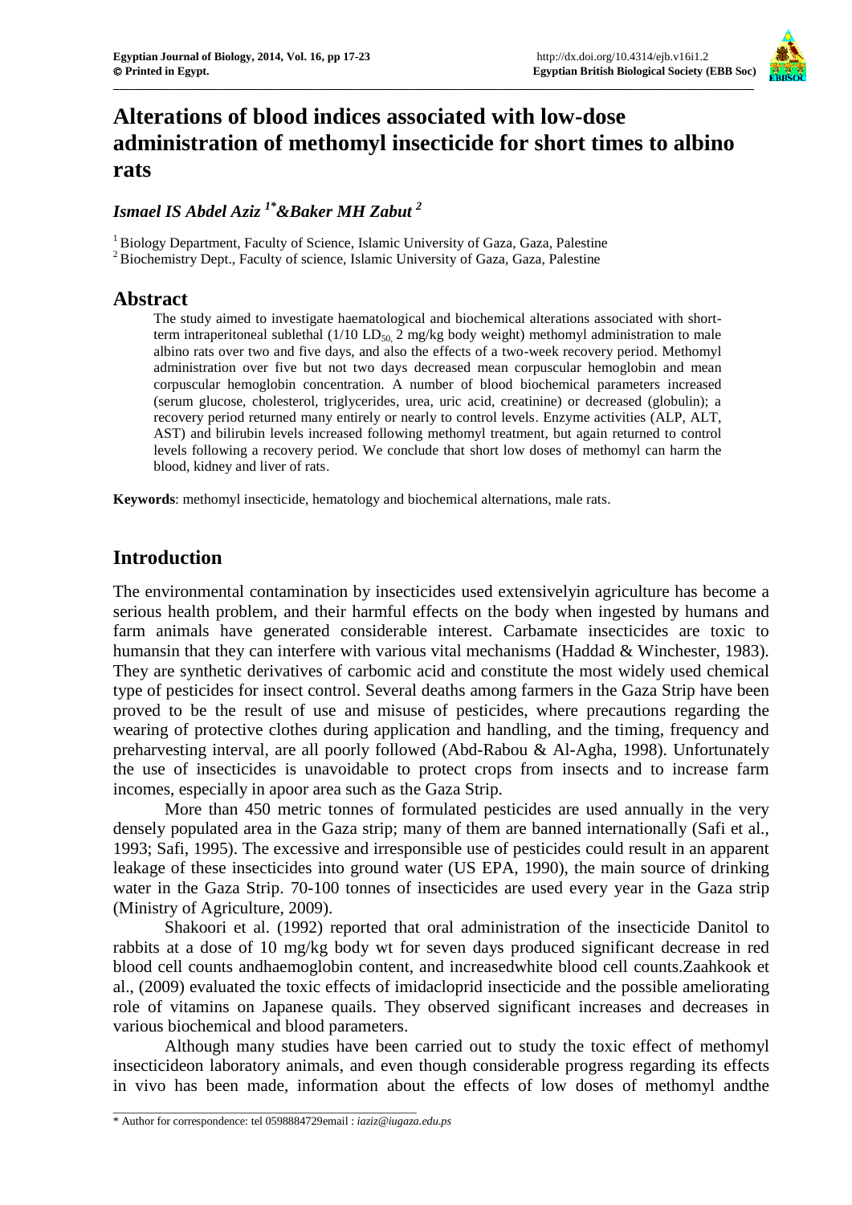# Alterations of blood indices associated with low-dose administration of methomyl insecticide for short times to albino rats

*Ismael IS Abdel Aziz [1*] & Baker MH Zabut [2]*

[1] Biology Department, Faculty of Science, Islamic University of Gaza, Gaza, Palestine
[2] Biochemistry Dept., Faculty of science, Islamic University of Gaza, Gaza, Palestine

## Abstract

The study aimed to investigate haematological and biochemical alterations associated with short-term intraperitoneal sublethal (1/10 $LD_{50}$, 2 mg/kg body weight) methomyl administration to male albino rats over two and five days, and also the effects of a two-week recovery period. Methomyl administration over five but not two days decreased mean corpuscular hemoglobin and mean corpuscular hemoglobin concentration. A number of blood biochemical parameters increased (serum glucose, cholesterol, triglycerides, urea, uric acid, creatinine) or decreased (globulin); a recovery period returned many entirely or nearly to control levels. Enzyme activities (ALP, ALT, AST) and bilirubin levels increased following methomyl treatment, but again returned to control levels following a recovery period. We conclude that short low doses of methomyl can harm the blood, kidney and liver of rats.

**Keywords**: methomyl insecticide, hematology and biochemical alternations, male rats.

## Introduction

The environmental contamination by insecticides used extensivelyin agriculture has become a serious health problem, and their harmful effects on the body when ingested by humans and farm animals have generated considerable interest. Carbamate insecticides are toxic to humansin that they can interfere with various vital mechanisms (Haddad & Winchester, 1983). They are synthetic derivatives of carbomic acid and constitute the most widely used chemical type of pesticides for insect control. Several deaths among farmers in the Gaza Strip have been proved to be the result of use and misuse of pesticides, where precautions regarding the wearing of protective clothes during application and handling, and the timing, frequency and preharvesting interval, are all poorly followed (Abd-Rabou & Al-Agha, 1998). Unfortunately the use of insecticides is unavoidable to protect crops from insects and to increase farm incomes, especially in apoor area such as the Gaza Strip.

More than 450 metric tonnes of formulated pesticides are used annually in the very densely populated area in the Gaza strip; many of them are banned internationally (Safi et al., 1993; Safi, 1995). The excessive and irresponsible use of pesticides could result in an apparent leakage of these insecticides into ground water (US EPA, 1990), the main source of drinking water in the Gaza Strip. 70-100 tonnes of insecticides are used every year in the Gaza strip (Ministry of Agriculture, 2009).

Shakoori et al. (1992) reported that oral administration of the insecticide Danitol to rabbits at a dose of 10 mg/kg body wt for seven days produced significant decrease in red blood cell counts andhaemoglobin content, and increasedwhite blood cell counts.Zaahkook et al., (2009) evaluated the toxic effects of imidacloprid insecticide and the possible ameliorating role of vitamins on Japanese quails. They observed significant increases and decreases in various biochemical and blood parameters.

Although many studies have been carried out to study the toxic effect of methomyl insecticideon laboratory animals, and even though considerable progress regarding its effects in vivo has been made, information about the effects of low doses of methomyl andthe

\* Author for correspondence: tel 0598884729email : *iaziz@iugaza.edu.ps*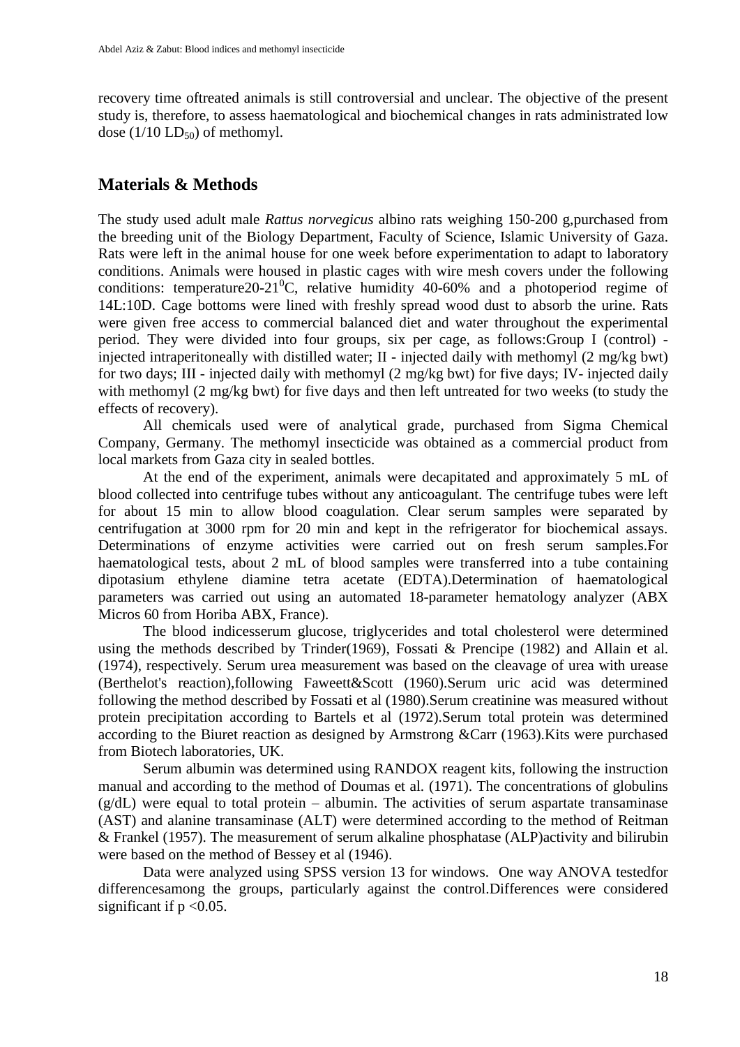recovery time oftreated animals is still controversial and unclear. The objective of the present study is, therefore, to assess haematological and biochemical changes in rats administrated low dose (1/10 $LD_{50}$) of methomyl.

## Materials & Methods

The study used adult male *Rattus norvegicus* albino rats weighing 150-200 g,purchased from the breeding unit of the Biology Department, Faculty of Science, Islamic University of Gaza. Rats were left in the animal house for one week before experimentation to adapt to laboratory conditions. Animals were housed in plastic cages with wire mesh covers under the following conditions: temperature20-21$^0$C, relative humidity 40-60% and a photoperiod regime of 14L:10D. Cage bottoms were lined with freshly spread wood dust to absorb the urine. Rats were given free access to commercial balanced diet and water throughout the experimental period. They were divided into four groups, six per cage, as follows:Group I (control) - injected intraperitoneally with distilled water; II - injected daily with methomyl (2 mg/kg bwt) for two days; III - injected daily with methomyl (2 mg/kg bwt) for five days; IV- injected daily with methomyl (2 mg/kg bwt) for five days and then left untreated for two weeks (to study the effects of recovery).

All chemicals used were of analytical grade, purchased from Sigma Chemical Company, Germany. The methomyl insecticide was obtained as a commercial product from local markets from Gaza city in sealed bottles.

At the end of the experiment, animals were decapitated and approximately 5 mL of blood collected into centrifuge tubes without any anticoagulant. The centrifuge tubes were left for about 15 min to allow blood coagulation. Clear serum samples were separated by centrifugation at 3000 rpm for 20 min and kept in the refrigerator for biochemical assays. Determinations of enzyme activities were carried out on fresh serum samples.For haematological tests, about 2 mL of blood samples were transferred into a tube containing dipotasium ethylene diamine tetra acetate (EDTA).Determination of haematological parameters was carried out using an automated 18-parameter hematology analyzer (ABX Micros 60 from Horiba ABX, France).

The blood indicesserum glucose, triglycerides and total cholesterol were determined using the methods described by Trinder(1969), Fossati & Prencipe (1982) and Allain et al. (1974), respectively. Serum urea measurement was based on the cleavage of urea with urease (Berthelot's reaction),following Faweett&Scott (1960).Serum uric acid was determined following the method described by Fossati et al (1980).Serum creatinine was measured without protein precipitation according to Bartels et al (1972).Serum total protein was determined according to the Biuret reaction as designed by Armstrong &Carr (1963).Kits were purchased from Biotech laboratories, UK.

Serum albumin was determined using RANDOX reagent kits, following the instruction manual and according to the method of Doumas et al. (1971). The concentrations of globulins (g/dL) were equal to total protein – albumin. The activities of serum aspartate transaminase (AST) and alanine transaminase (ALT) were determined according to the method of Reitman & Frankel (1957). The measurement of serum alkaline phosphatase (ALP)activity and bilirubin were based on the method of Bessey et al (1946).

Data were analyzed using SPSS version 13 for windows. One way ANOVA testedfor differencesamong the groups, particularly against the control.Differences were considered significant if $p < 0.05$.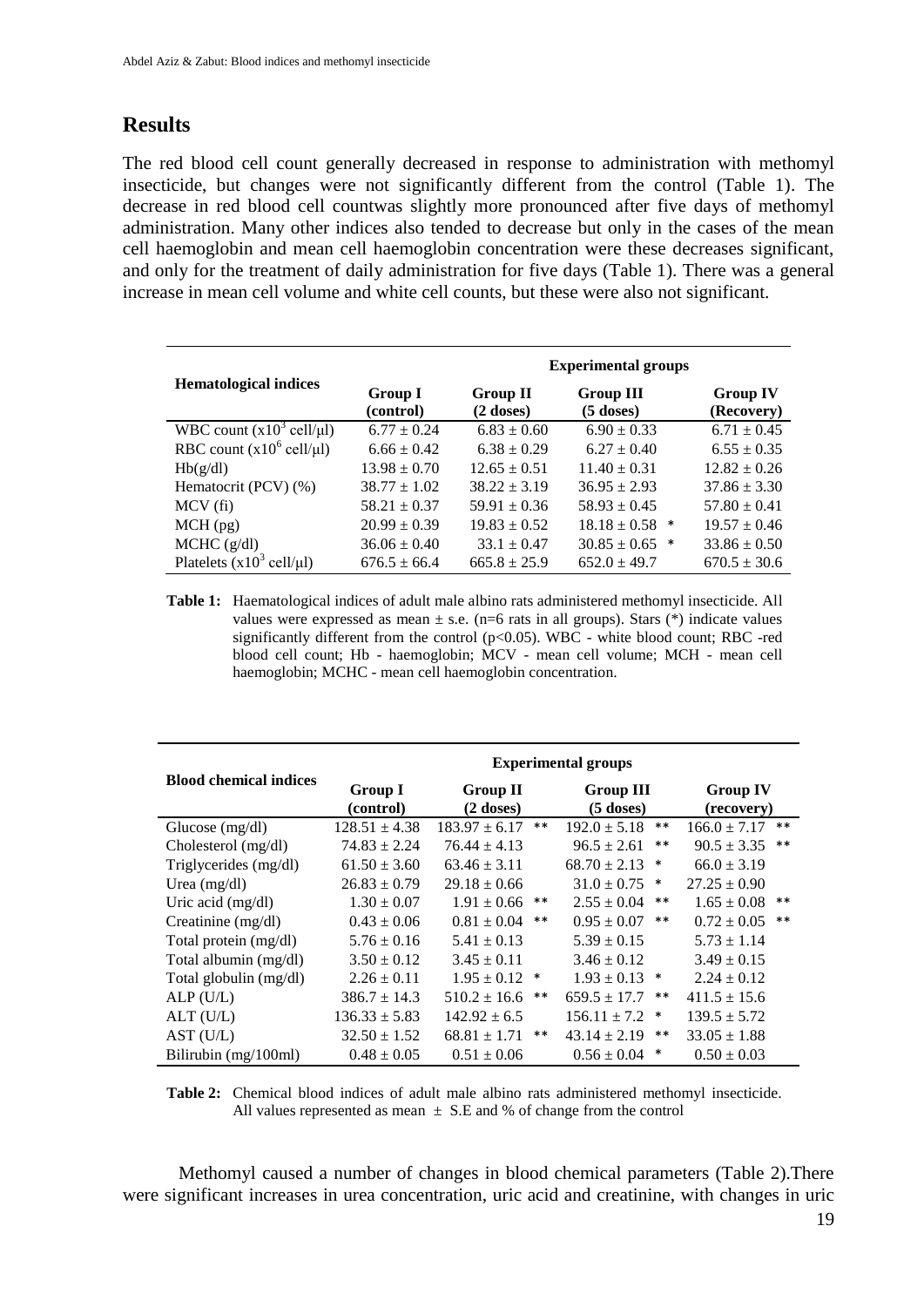## Results

The red blood cell count generally decreased in response to administration with methomyl insecticide, but changes were not significantly different from the control (Table 1). The decrease in red blood cell countwas slightly more pronounced after five days of methomyl administration. Many other indices also tended to decrease but only in the cases of the mean cell haemoglobin and mean cell haemoglobin concentration were these decreases significant, and only for the treatment of daily administration for five days (Table 1). There was a general increase in mean cell volume and white cell counts, but these were also not significant.

| Hematological indices | Experimental groups | | | |
|---|---|---|---|---|
| | **Group I (control)** | **Group II (2 doses)** | **Group III (5 doses)** | **Group IV (Recovery)** |
| WBC count ($x10^3$ cell/μl) | 6.77 ± 0.24 | 6.83 ± 0.60 | 6.90 ± 0.33 | 6.71 ± 0.45 |
| RBC count ($x10^6$ cell/μl) | 6.66 ± 0.42 | 6.38 ± 0.29 | 6.27 ± 0.40 | 6.55 ± 0.35 |
| Hb(g/dl) | 13.98 ± 0.70 | 12.65 ± 0.51 | 11.40 ± 0.31 | 12.82 ± 0.26 |
| Hematocrit (PCV) (%) | 38.77 ± 1.02 | 38.22 ± 3.19 | 36.95 ± 2.93 | 37.86 ± 3.30 |
| MCV (fi) | 58.21 ± 0.37 | 59.91 ± 0.36 | 58.93 ± 0.45 | 57.80 ± 0.41 |
| MCH (pg) | 20.99 ± 0.39 | 19.83 ± 0.52 | 18.18 ± 0.58 * | 19.57 ± 0.46 |
| MCHC (g/dl) | 36.06 ± 0.40 | 33.1 ± 0.47 | 30.85 ± 0.65 * | 33.86 ± 0.50 |
| Platelets ($x10^3$ cell/μl) | 676.5 ± 66.4 | 665.8 ± 25.9 | 652.0 ± 49.7 | 670.5 ± 30.6 |

**Table 1:** Haematological indices of adult male albino rats administered methomyl insecticide. All values were expressed as mean ± s.e. (n=6 rats in all groups). Stars (*) indicate values significantly different from the control ($p<0.05$). WBC - white blood count; RBC -red blood cell count; Hb - haemoglobin; MCV - mean cell volume; MCH - mean cell haemoglobin; MCHC - mean cell haemoglobin concentration.

| Blood chemical indices | Experimental groups | | | |
|---|---|---|---|---|
| | **Group I (control)** | **Group II (2 doses)** | **Group III (5 doses)** | **Group IV (recovery)** |
| Glucose (mg/dl) | 128.51 ± 4.38 | 183.97 ± 6.17 ** | 192.0 ± 5.18 ** | 166.0 ± 7.17 ** |
| Cholesterol (mg/dl) | 74.83 ± 2.24 | 76.44 ± 4.13 | 96.5 ± 2.61 ** | 90.5 ± 3.35 ** |
| Triglycerides (mg/dl) | 61.50 ± 3.60 | 63.46 ± 3.11 | 68.70 ± 2.13 * | 66.0 ± 3.19 |
| Urea (mg/dl) | 26.83 ± 0.79 | 29.18 ± 0.66 | 31.0 ± 0.75 * | 27.25 ± 0.90 |
| Uric acid (mg/dl) | 1.30 ± 0.07 | 1.91 ± 0.66 ** | 2.55 ± 0.04 ** | 1.65 ± 0.08 ** |
| Creatinine (mg/dl) | 0.43 ± 0.06 | 0.81 ± 0.04 ** | 0.95 ± 0.07 ** | 0.72 ± 0.05 ** |
| Total protein (mg/dl) | 5.76 ± 0.16 | 5.41 ± 0.13 | 5.39 ± 0.15 | 5.73 ± 1.14 |
| Total albumin (mg/dl) | 3.50 ± 0.12 | 3.45 ± 0.11 | 3.46 ± 0.12 | 3.49 ± 0.15 |
| Total globulin (mg/dl) | 2.26 ± 0.11 | 1.95 ± 0.12 * | 1.93 ± 0.13 * | 2.24 ± 0.12 |
| ALP (U/L) | 386.7 ± 14.3 | 510.2 ± 16.6 ** | 659.5 ± 17.7 ** | 411.5 ± 15.6 |
| ALT (U/L) | 136.33 ± 5.83 | 142.92 ± 6.5 | 156.11 ± 7.2 * | 139.5 ± 5.72 |
| AST (U/L) | 32.50 ± 1.52 | 68.81 ± 1.71 ** | 43.14 ± 2.19 ** | 33.05 ± 1.88 |
| Bilirubin (mg/100ml) | 0.48 ± 0.05 | 0.51 ± 0.06 | 0.56 ± 0.04 * | 0.50 ± 0.03 |

**Table 2:** Chemical blood indices of adult male albino rats administered methomyl insecticide. All values represented as mean ± S.E and % of change from the control

Methomyl caused a number of changes in blood chemical parameters (Table 2).There were significant increases in urea concentration, uric acid and creatinine, with changes in uric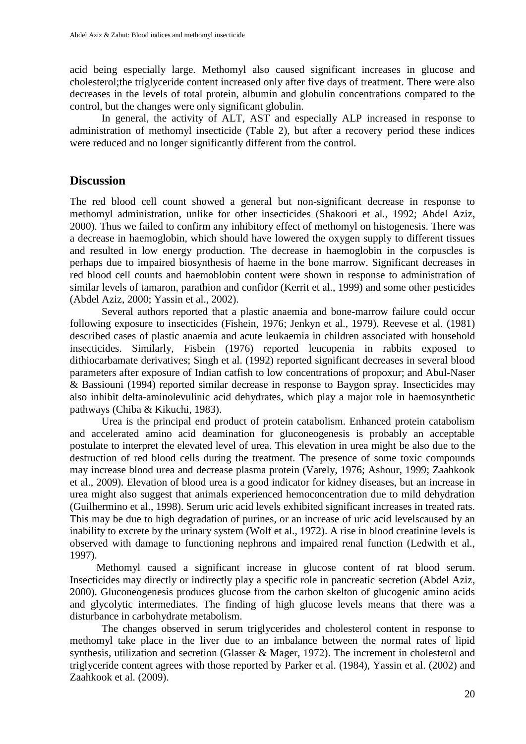acid being especially large. Methomyl also caused significant increases in glucose and cholesterol;the triglyceride content increased only after five days of treatment. There were also decreases in the levels of total protein, albumin and globulin concentrations compared to the control, but the changes were only significant globulin.

In general, the activity of ALT, AST and especially ALP increased in response to administration of methomyl insecticide (Table 2), but after a recovery period these indices were reduced and no longer significantly different from the control.

## Discussion

The red blood cell count showed a general but non-significant decrease in response to methomyl administration, unlike for other insecticides (Shakoori et al., 1992; Abdel Aziz, 2000). Thus we failed to confirm any inhibitory effect of methomyl on histogenesis. There was a decrease in haemoglobin, which should have lowered the oxygen supply to different tissues and resulted in low energy production. The decrease in haemoglobin in the corpuscles is perhaps due to impaired biosynthesis of haeme in the bone marrow. Significant decreases in red blood cell counts and haemoblobin content were shown in response to administration of similar levels of tamaron, parathion and confidor (Kerrit et al., 1999) and some other pesticides (Abdel Aziz, 2000; Yassin et al., 2002).

Several authors reported that a plastic anaemia and bone-marrow failure could occur following exposure to insecticides (Fishein, 1976; Jenkyn et al., 1979). Reevese et al. (1981) described cases of plastic anaemia and acute leukaemia in children associated with household insecticides. Similarly, Fisbein (1976) reported leucopenia in rabbits exposed to dithiocarbamate derivatives; Singh et al. (1992) reported significant decreases in several blood parameters after exposure of Indian catfish to low concentrations of propoxur; and Abul-Naser & Bassiouni (1994) reported similar decrease in response to Baygon spray. Insecticides may also inhibit delta-aminolevulinic acid dehydrates, which play a major role in haemosynthetic pathways (Chiba & Kikuchi, 1983).

Urea is the principal end product of protein catabolism. Enhanced protein catabolism and accelerated amino acid deamination for gluconeogenesis is probably an acceptable postulate to interpret the elevated level of urea. This elevation in urea might be also due to the destruction of red blood cells during the treatment. The presence of some toxic compounds may increase blood urea and decrease plasma protein (Varely, 1976; Ashour, 1999; Zaahkook et al., 2009). Elevation of blood urea is a good indicator for kidney diseases, but an increase in urea might also suggest that animals experienced hemoconcentration due to mild dehydration (Guilhermino et al., 1998). Serum uric acid levels exhibited significant increases in treated rats. This may be due to high degradation of purines, or an increase of uric acid levelscaused by an inability to excrete by the urinary system (Wolf et al., 1972). A rise in blood creatinine levels is observed with damage to functioning nephrons and impaired renal function (Ledwith et al., 1997).

Methomyl caused a significant increase in glucose content of rat blood serum. Insecticides may directly or indirectly play a specific role in pancreatic secretion (Abdel Aziz, 2000). Gluconeogenesis produces glucose from the carbon skelton of glucogenic amino acids and glycolytic intermediates. The finding of high glucose levels means that there was a disturbance in carbohydrate metabolism.

The changes observed in serum triglycerides and cholesterol content in response to methomyl take place in the liver due to an imbalance between the normal rates of lipid synthesis, utilization and secretion (Glasser & Mager, 1972). The increment in cholesterol and triglyceride content agrees with those reported by Parker et al. (1984), Yassin et al. (2002) and Zaahkook et al. (2009).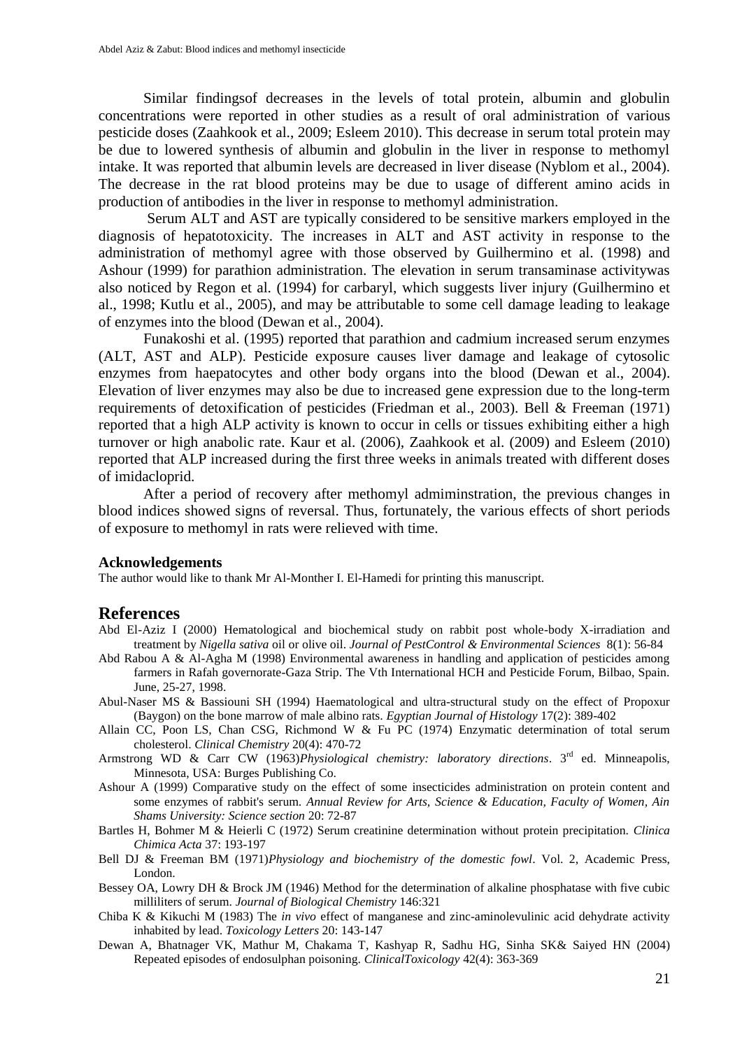Similar findingsof decreases in the levels of total protein, albumin and globulin concentrations were reported in other studies as a result of oral administration of various pesticide doses (Zaahkook et al., 2009; Esleem 2010). This decrease in serum total protein may be due to lowered synthesis of albumin and globulin in the liver in response to methomyl intake. It was reported that albumin levels are decreased in liver disease (Nyblom et al., 2004). The decrease in the rat blood proteins may be due to usage of different amino acids in production of antibodies in the liver in response to methomyl administration.

Serum ALT and AST are typically considered to be sensitive markers employed in the diagnosis of hepatotoxicity. The increases in ALT and AST activity in response to the administration of methomyl agree with those observed by Guilhermino et al. (1998) and Ashour (1999) for parathion administration. The elevation in serum transaminase activitywas also noticed by Regon et al. (1994) for carbaryl, which suggests liver injury (Guilhermino et al., 1998; Kutlu et al., 2005), and may be attributable to some cell damage leading to leakage of enzymes into the blood (Dewan et al., 2004).

Funakoshi et al. (1995) reported that parathion and cadmium increased serum enzymes (ALT, AST and ALP). Pesticide exposure causes liver damage and leakage of cytosolic enzymes from haepatocytes and other body organs into the blood (Dewan et al., 2004). Elevation of liver enzymes may also be due to increased gene expression due to the long-term requirements of detoxification of pesticides (Friedman et al., 2003). Bell & Freeman (1971) reported that a high ALP activity is known to occur in cells or tissues exhibiting either a high turnover or high anabolic rate. Kaur et al. (2006), Zaahkook et al. (2009) and Esleem (2010) reported that ALP increased during the first three weeks in animals treated with different doses of imidacloprid.

After a period of recovery after methomyl admiminstration, the previous changes in blood indices showed signs of reversal. Thus, fortunately, the various effects of short periods of exposure to methomyl in rats were relieved with time.

### Acknowledgements

The author would like to thank Mr Al-Monther I. El-Hamedi for printing this manuscript.

## References

Abd El-Aziz I (2000) Hematological and biochemical study on rabbit post whole-body X-irradiation and treatment by *Nigella sativa* oil or olive oil. *Journal of PestControl & Environmental Sciences* 8(1): 56-84

Abd Rabou A & Al-Agha M (1998) Environmental awareness in handling and application of pesticides among farmers in Rafah governorate-Gaza Strip. The Vth International HCH and Pesticide Forum, Bilbao, Spain. June, 25-27, 1998.

Abul-Naser MS & Bassiouni SH (1994) Haematological and ultra-structural study on the effect of Propoxur (Baygon) on the bone marrow of male albino rats. *Egyptian Journal of Histology* 17(2): 389-402

Allain CC, Poon LS, Chan CSG, Richmond W & Fu PC (1974) Enzymatic determination of total serum cholesterol. *Clinical Chemistry* 20(4): 470-72

Armstrong WD & Carr CW (1963)*Physiological chemistry: laboratory directions*. 3rd ed. Minneapolis, Minnesota, USA: Burges Publishing Co.

Ashour A (1999) Comparative study on the effect of some insecticides administration on protein content and some enzymes of rabbit's serum. *Annual Review for Arts, Science & Education, Faculty of Women, Ain Shams University: Science section* 20: 72-87

Bartles H, Bohmer M & Heierli C (1972) Serum creatinine determination without protein precipitation. *Clinica Chimica Acta* 37: 193-197

Bell DJ & Freeman BM (1971)*Physiology and biochemistry of the domestic fowl*. Vol. 2, Academic Press, London.

Bessey OA, Lowry DH & Brock JM (1946) Method for the determination of alkaline phosphatase with five cubic milliliters of serum. *Journal of Biological Chemistry* 146:321

Chiba K & Kikuchi M (1983) The *in vivo* effect of manganese and zinc-aminolevulinic acid dehydrate activity inhabited by lead. *Toxicology Letters* 20: 143-147

Dewan A, Bhatnager VK, Mathur M, Chakama T, Kashyap R, Sadhu HG, Sinha SK& Saiyed HN (2004) Repeated episodes of endosulphan poisoning. *ClinicalToxicology* 42(4): 363-369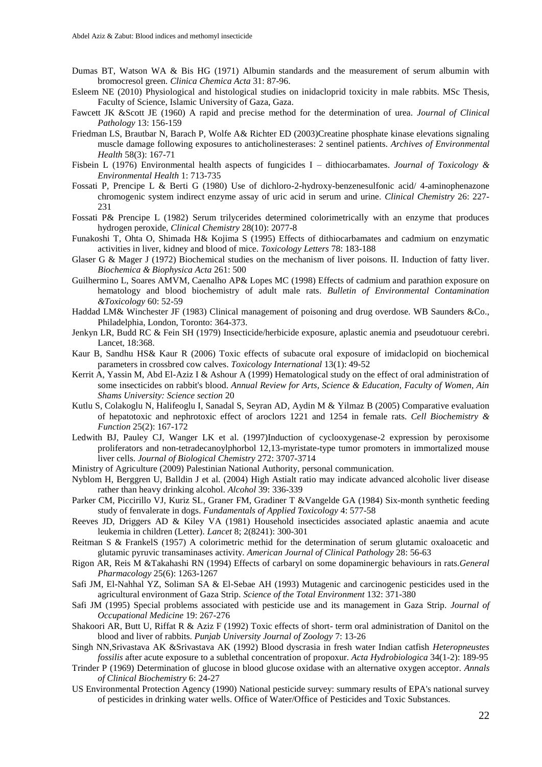Dumas BT, Watson WA & Bis HG (1971) Albumin standards and the measurement of serum albumin with bromocresol green. *Clinica Chemica Acta* 31: 87-96.

Esleem NE (2010) Physiological and histological studies on inidacloprid toxicity in male rabbits. MSc Thesis, Faculty of Science, Islamic University of Gaza, Gaza.

Fawcett JK &Scott JE (1960) A rapid and precise method for the determination of urea. *Journal of Clinical Pathology* 13: 156-159

Friedman LS, Brautbar N, Barach P, Wolfe A& Richter ED (2003)Creatine phosphate kinase elevations signaling muscle damage following exposures to anticholinesterases: 2 sentinel patients. *Archives of Environmental Health* 58(3): 167-71

Fisbein L (1976) Environmental health aspects of fungicides I – dithiocarbamates. *Journal of Toxicology & Environmental Health* 1: 713-735

Fossati P, Prencipe L & Berti G (1980) Use of dichloro-2-hydroxy-benzenesulfonic acid/ 4-aminophenazone chromogenic system indirect enzyme assay of uric acid in serum and urine. *Clinical Chemistry* 26: 227-231

Fossati P& Prencipe L (1982) Serum trilycerides determined colorimetrically with an enzyme that produces hydrogen peroxide, *Clinical Chemistry* 28(10): 2077-8

Funakoshi T, Ohta O, Shimada H& Kojima S (1995) Effects of dithiocarbamates and cadmium on enzymatic activities in liver, kidney and blood of mice. *Toxicology Letters* 78: 183-188

Glaser G & Mager J (1972) Biochemical studies on the mechanism of liver poisons. II. Induction of fatty liver. *Biochemica & Biophysica Acta* 261: 500

Guilhermino L, Soares AMVM, Caenalho AP& Lopes MC (1998) Effects of cadmium and parathion exposure on hematology and blood biochemistry of adult male rats. *Bulletin of Environmental Contamination &Toxicology* 60: 52-59

Haddad LM& Winchester JF (1983) Clinical management of poisoning and drug overdose. WB Saunders &Co., Philadelphia, London, Toronto: 364-373.

Jenkyn LR, Budd RC & Fein SH (1979) Insecticide/herbicide exposure, aplastic anemia and pseudotuour cerebri. Lancet, 18:368.

Kaur B, Sandhu HS& Kaur R (2006) Toxic effects of subacute oral exposure of imidaclopid on biochemical parameters in crossbred cow calves. *Toxicology International* 13(1): 49-52

Kerrit A, Yassin M, Abd El-Aziz I & Ashour A (1999) Hematological study on the effect of oral administration of some insecticides on rabbit's blood. *Annual Review for Arts, Science & Education, Faculty of Women, Ain Shams University: Science section* 20

Kutlu S, Colakoglu N, Halifeoglu I, Sanadal S, Seyran AD, Aydin M & Yilmaz B (2005) Comparative evaluation of hepatotoxic and nephrotoxic effect of aroclors 1221 and 1254 in female rats. *Cell Biochemistry & Function* 25(2): 167-172

Ledwith BJ, Pauley CJ, Wanger LK et al. (1997)Induction of cyclooxygenase-2 expression by peroxisome proliferators and non-tetradecanoylphorbol 12,13-myristate-type tumor promoters in immortalized mouse liver cells. *Journal of Biological Chemistry* 272: 3707-3714

Ministry of Agriculture (2009) Palestinian National Authority, personal communication.

Nyblom H, Berggren U, Balldin J et al. (2004) High Astialt ratio may indicate advanced alcoholic liver disease rather than heavy drinking alcohol. *Alcohol* 39: 336-339

Parker CM, Piccirillo VJ, Kuriz SL, Graner FM, Gradiner T &Vangelde GA (1984) Six-month synthetic feeding study of fenvalerate in dogs. *Fundamentals of Applied Toxicology* 4: 577-58

Reeves JD, Driggers AD & Kiley VA (1981) Household insecticides associated aplastic anaemia and acute leukemia in children (Letter). *Lancet* 8; 2(8241): 300-301

Reitman S & FrankelS (1957) A colorimetric methid for the determination of serum glutamic oxaloacetic and glutamic pyruvic transaminases activity. *American Journal of Clinical Pathology* 28: 56-63

Rigon AR, Reis M &Takahashi RN (1994) Effects of carbaryl on some dopaminergic behaviours in rats.*General Pharmacology* 25(6): 1263-1267

Safi JM, El-Nahhal YZ, Soliman SA & El-Sebae AH (1993) Mutagenic and carcinogenic pesticides used in the agricultural environment of Gaza Strip. *Science of the Total Environment* 132: 371-380

Safi JM (1995) Special problems associated with pesticide use and its management in Gaza Strip. *Journal of Occupational Medicine* 19: 267-276

Shakoori AR, Butt U, Riffat R & Aziz F (1992) Toxic effects of short- term oral administration of Danitol on the blood and liver of rabbits. *Punjab University Journal of Zoology* 7: 13-26

Singh NN,Srivastava AK &Srivastava AK (1992) Blood dyscrasia in fresh water Indian catfish *Heteropneustes fossilis* after acute exposure to a sublethal concentration of propoxur. *Acta Hydrobiologica* 34(1-2): 189-95

Trinder P (1969) Determination of glucose in blood glucose oxidase with an alternative oxygen acceptor. *Annals of Clinical Biochemistry* 6: 24-27

US Environmental Protection Agency (1990) National pesticide survey: summary results of EPA's national survey of pesticides in drinking water wells. Office of Water/Office of Pesticides and Toxic Substances.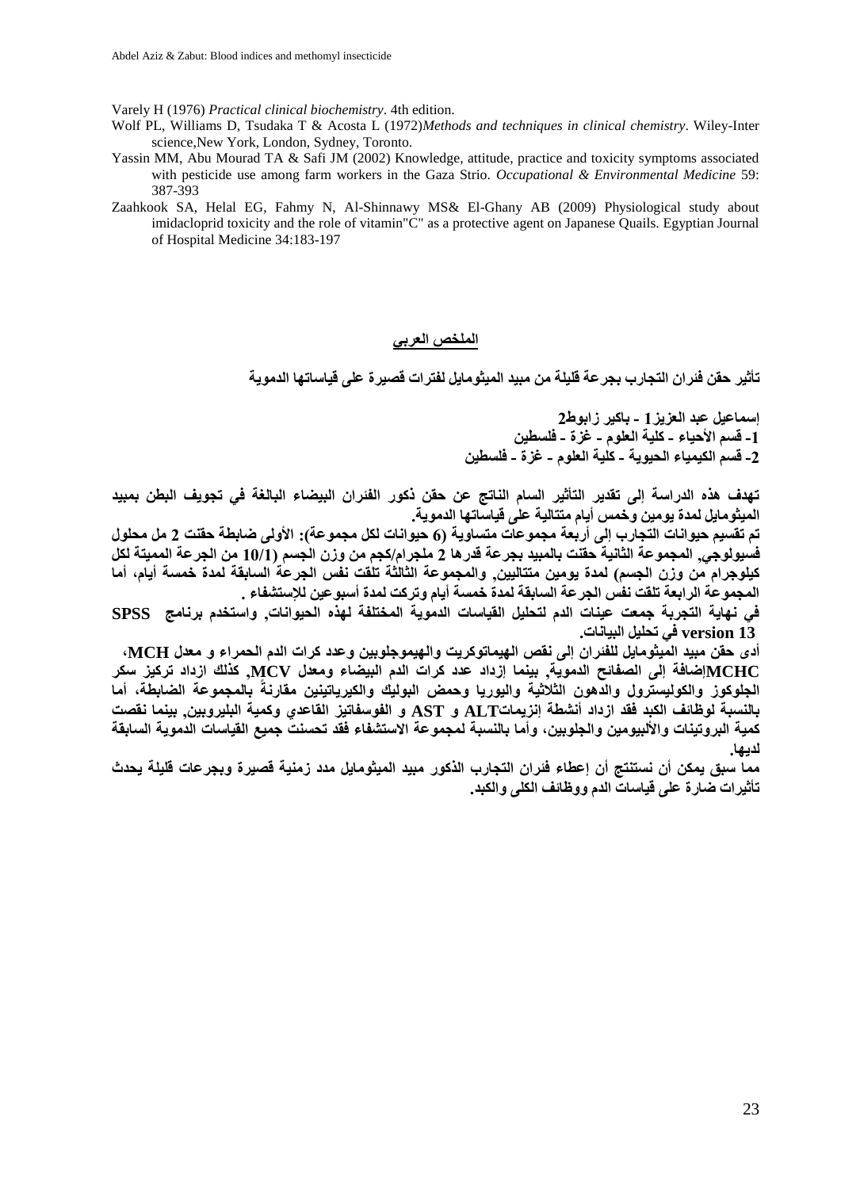Varely H (1976) *Practical clinical biochemistry*. 4th edition.

Wolf PL, Williams D, Tsudaka T & Acosta L (1972)*Methods and techniques in clinical chemistry*. Wiley-Inter science,New York, London, Sydney, Toronto.

Yassin MM, Abu Mourad TA & Safi JM (2002) Knowledge, attitude, practice and toxicity symptoms associated with pesticide use among farm workers in the Gaza Strio. *Occupational & Environmental Medicine* 59: 387-393

Zaahkook SA, Helal EG, Fahmy N, Al-Shinnawy MS& El-Ghany AB (2009) Physiological study about imidacloprid toxicity and the role of vitamin"C" as a protective agent on Japanese Quails. Egyptian Journal of Hospital Medicine 34:183-197

## الملخص العربي

**تأثير حقن فئران التجارب بجرعة قليلة من مبيد الميثومايل لفترات قصيرة على قياساتها الدموية**

**إسماعيل عبد العزيز1 - باكير زابوط2**
**1- قسم الأحياء - كلية العلوم - غزة - فلسطين**
**2- قسم الكيمياء الحيوية - كلية العلوم - غزة - فلسطين**

**تهدف هذه الدراسة إلى تقدير التأثير السام الناتج عن حقن ذكور الفئران البيضاء البالغة في تجويف البطن بمبيد الميثومايل لمدة يومين وخمس أيام متتالية على قياساتها الدموية.**

**تم تقسيم حيوانات التجارب إلى أربعة مجموعات متساوية (6 حيوانات لكل مجموعة): الأولى ضابطة حقنت 2 مل محلول فسيولوجي, المجموعة الثانية حقنت بالمبيد بجرعة قدرها 2 ملجرام/كجم من وزن الجسم (10/1 من الجرعة المميتة لكل كيلوجرام من وزن الجسم) لمدة يومين متتاليين, والمجموعة الثالثة تلقت نفس الجرعة السابقة لمدة خمسة أيام، أما المجموعة الرابعة تلقت نفس الجرعة السابقة لمدة خمسة أيام وتركت لمدة أسبوعين للإستشفاء .**

**في نهاية التجربة جمعت عينات الدم لتحليل القياسات الدموية المختلفة لهذه الحيوانات, واستخدم برنامج SPSS version 13 في تحليل البيانات.**

**أدى حقن مبيد الميثومايل للفئران إلى نقص الهيماتوكريت والهيموجلوبين وعدد كرات الدم الحمراء و معدل MCH، MCHCإضافة إلى الصفائح الدموية, بينما إزداد عدد كرات الدم البيضاء ومعدل MCV, كذلك ازداد تركيز سكر الجلوكوز والكوليسترول والدهون الثلاثية واليوريا وحمض البوليك والكرياتينين مقارنةً بالمجموعة الضابطة، أما بالنسبة لوظائف الكبد فقد ازداد أنشطة إنزيماتALT و AST و الفوسفاتيز القاعدي وكمية البليروبين, بينما نقصت كمية البروتينات والألبيومين والجلوبين، وأما بالنسبة لمجموعة الاستشفاء فقد تحسنت جميع القياسات الدموية السابقة لديها.**

**مما سبق يمكن أن نستنتج أن إعطاء فئران التجارب الذكور مبيد الميثومايل مدد زمنية قصيرة وبجرعات قليلة يحدث تأثيرات ضارة على قياسات الدم ووظائف الكلى والكبد.**